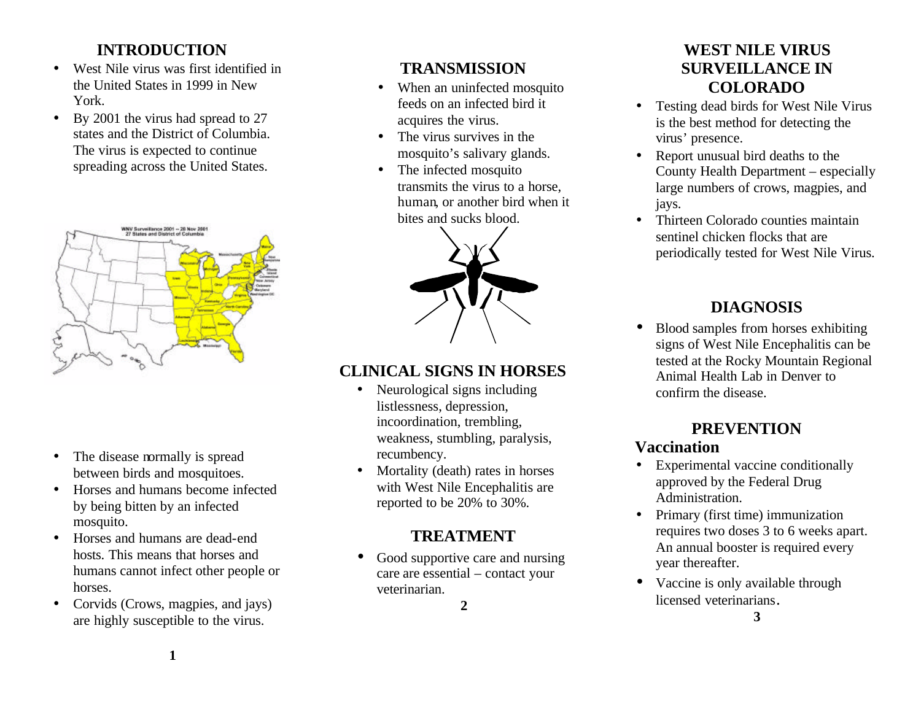## INTRODUCTION

- West Nile virus was first identified in the United States in 1999 in New York.
- By 2001 the virus had spread to 27 states and the District of Columbia. The virus is expected to continue spreading across the United States.

- The disease normally is spread between birds and mosquitoes.
- Horses and humans become infected by being bitten by an infected mosquito.
- Horses and humans are dead-end hosts. This means that horses and humans cannot infect other people or horses.
- Corvids (Crows, magpies, and jays) are highly susceptible to the virus.

## TRANSMISSION

- When an uninfected mosquito feeds on an infected bird it acquires the virus.
- The virus survives in the mosquito's salivary glands.
- The infected mosquito transmits the virus to a horse, human, or another bird when it bites and sucks blood.

## CLINICAL SIGNS IN HORSES

- Neurological signs including listlessness, depression, incoordination, trembling, weakness, stumbling, paralysis, recumbency.
- Mortality (death) rates in horses with West Nile Encephalitis are reported to be 20% to 30%.

## TREATMENT

- Good supportive care and nursing care are essential – contact your veterinarian.

## WEST NILE VIRUS SURVEILLANCE IN COLORADO

- Testing dead birds for West Nile Virus is the best method for detecting the virus' presence.
- Report unusual bird deaths to the County Health Department – especially large numbers of crows, magpies, and jays.
- Thirteen Colorado counties maintain sentinel chicken flocks that are periodically tested for West Nile Virus.

## DIAGNOSIS

- Blood samples from horses exhibiting signs of West Nile Encephalitis can be tested at the Rocky Mountain Regional Animal Health Lab in Denver to confirm the disease.

## PREVENTION

### Vaccination

- Experimental vaccine conditionally approved by the Federal Drug Administration.
- Primary (first time) immunization requires two doses 3 to 6 weeks apart. An annual booster is required every year thereafter.
- Vaccine is only available through licensed veterinarians.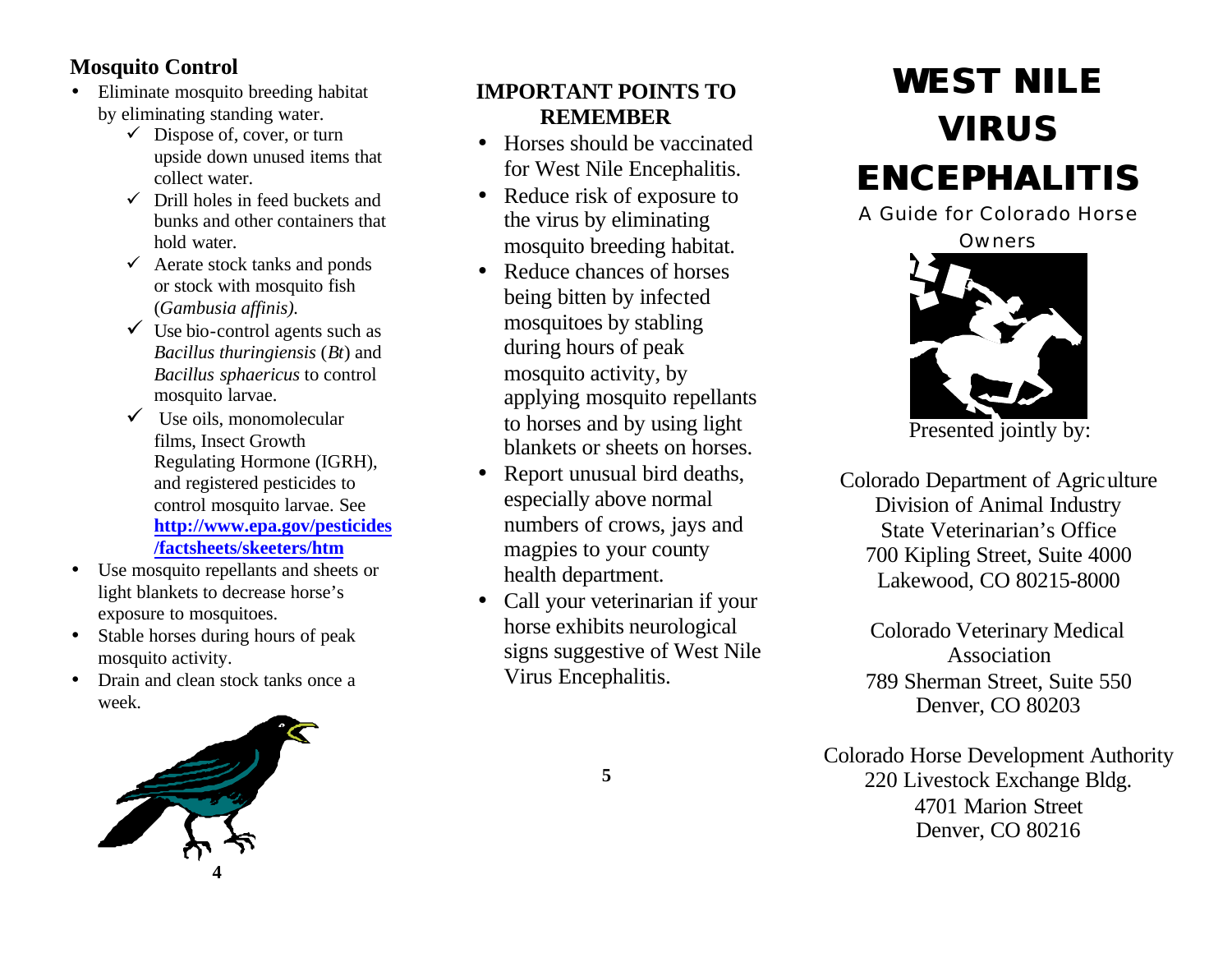## Mosquito Control

- Eliminate mosquito breeding habitat by eliminating standing water.
  - ✓ Dispose of, cover, or turn upside down unused items that collect water.
  - ✓ Drill holes in feed buckets and bunks and other containers that hold water.
  - ✓ Aerate stock tanks and ponds or stock with mosquito fish (*Gambusia affinis).*
  - ✓ Use bio-control agents such as *Bacillus thuringiensis* (*Bt*) and *Bacillus sphaericus* to control mosquito larvae.
  - ✓ Use oils, monomolecular films, Insect Growth Regulating Hormone (IGRH), and registered pesticides to control mosquito larvae. See **http://www.epa.gov/pesticides/factsheets/skeeters/htm**
- Use mosquito repellants and sheets or light blankets to decrease horse's exposure to mosquitoes.
- Stable horses during hours of peak mosquito activity.
- Drain and clean stock tanks once a week.

## IMPORTANT POINTS TO REMEMBER

- Horses should be vaccinated for West Nile Encephalitis.
- Reduce risk of exposure to the virus by eliminating mosquito breeding habitat.
- Reduce chances of horses being bitten by infected mosquitoes by stabling during hours of peak mosquito activity, by applying mosquito repellants to horses and by using light blankets or sheets on horses.
- Report unusual bird deaths, especially above normal numbers of crows, jays and magpies to your county health department.
- Call your veterinarian if your horse exhibits neurological signs suggestive of West Nile Virus Encephalitis.

# WEST NILE VIRUS ENCEPHALITIS

A Guide for Colorado Horse Owners

Presented jointly by:

Colorado Department of Agriculture
Division of Animal Industry
State Veterinarian's Office
700 Kipling Street, Suite 4000
Lakewood, CO 80215-8000

Colorado Veterinary Medical Association
789 Sherman Street, Suite 550
Denver, CO 80203

Colorado Horse Development Authority
220 Livestock Exchange Bldg.
4701 Marion Street
Denver, CO 80216